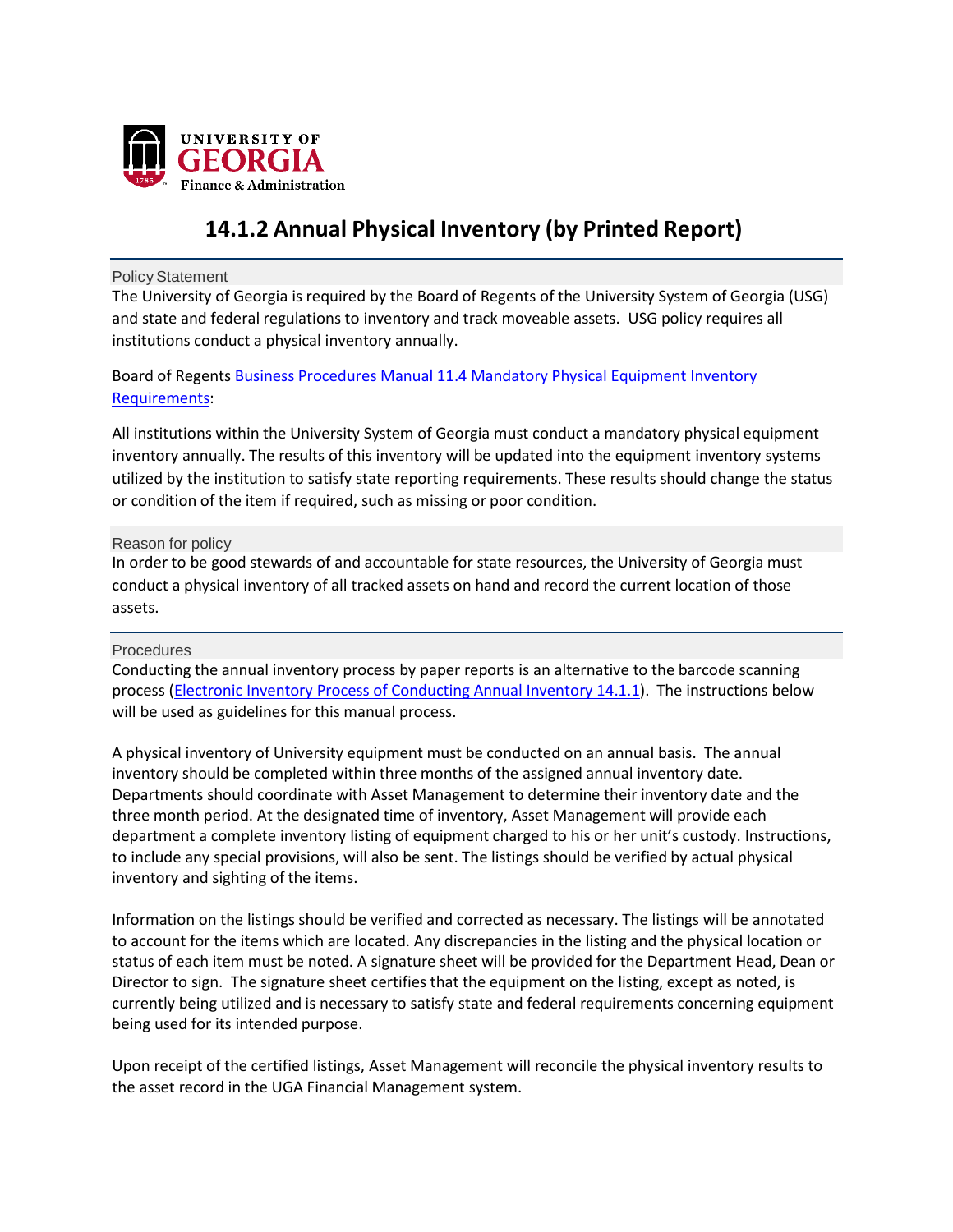UNIVERSITY OF GEORGIA
Finance & Administration

# 14.1.2 Annual Physical Inventory (by Printed Report)

## Policy Statement

The University of Georgia is required by the Board of Regents of the University System of Georgia (USG) and state and federal regulations to inventory and track moveable assets. USG policy requires all institutions conduct a physical inventory annually.

Board of Regents [Business Procedures Manual 11.4 Mandatory Physical Equipment Inventory Requirements]:

All institutions within the University System of Georgia must conduct a mandatory physical equipment inventory annually. The results of this inventory will be updated into the equipment inventory systems utilized by the institution to satisfy state reporting requirements. These results should change the status or condition of the item if required, such as missing or poor condition.

## Reason for policy

In order to be good stewards of and accountable for state resources, the University of Georgia must conduct a physical inventory of all tracked assets on hand and record the current location of those assets.

## Procedures

Conducting the annual inventory process by paper reports is an alternative to the barcode scanning process ([Electronic Inventory Process of Conducting Annual Inventory 14.1.1]). The instructions below will be used as guidelines for this manual process.

A physical inventory of University equipment must be conducted on an annual basis. The annual inventory should be completed within three months of the assigned annual inventory date. Departments should coordinate with Asset Management to determine their inventory date and the three month period. At the designated time of inventory, Asset Management will provide each department a complete inventory listing of equipment charged to his or her unit's custody. Instructions, to include any special provisions, will also be sent. The listings should be verified by actual physical inventory and sighting of the items.

Information on the listings should be verified and corrected as necessary. The listings will be annotated to account for the items which are located. Any discrepancies in the listing and the physical location or status of each item must be noted. A signature sheet will be provided for the Department Head, Dean or Director to sign. The signature sheet certifies that the equipment on the listing, except as noted, is currently being utilized and is necessary to satisfy state and federal requirements concerning equipment being used for its intended purpose.

Upon receipt of the certified listings, Asset Management will reconcile the physical inventory results to the asset record in the UGA Financial Management system.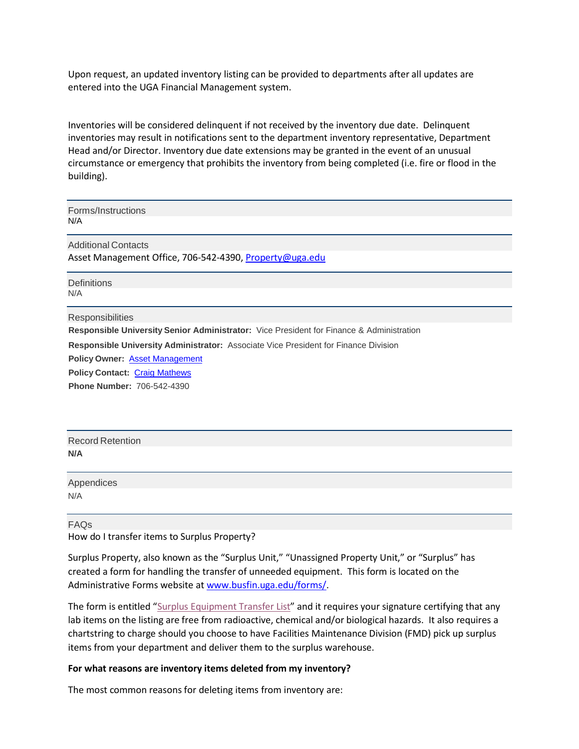Upon request, an updated inventory listing can be provided to departments after all updates are entered into the UGA Financial Management system.

Inventories will be considered delinquent if not received by the inventory due date. Delinquent inventories may result in notifications sent to the department inventory representative, Department Head and/or Director. Inventory due date extensions may be granted in the event of an unusual circumstance or emergency that prohibits the inventory from being completed (i.e. fire or flood in the building).

## Forms/Instructions

N/A

## Additional Contacts

Asset Management Office, 706-542-4390, [Property@uga.edu](mailto:Property@uga.edu)

## Definitions

N/A

## Responsibilities

**Responsible University Senior Administrator:** Vice President for Finance & Administration

**Responsible University Administrator:** Associate Vice President for Finance Division

**Policy Owner:** Asset Management

**Policy Contact:** Craig Mathews

**Phone Number:** 706-542-4390

## Record Retention

**N/A**

## Appendices

N/A

## FAQs

How do I transfer items to Surplus Property?

Surplus Property, also known as the "Surplus Unit," "Unassigned Property Unit," or "Surplus" has created a form for handling the transfer of unneeded equipment. This form is located on the Administrative Forms website at [www.busfin.uga.edu/forms/](http://www.busfin.uga.edu/forms/).

The form is entitled "Surplus Equipment Transfer List" and it requires your signature certifying that any lab items on the listing are free from radioactive, chemical and/or biological hazards. It also requires a chartstring to charge should you choose to have Facilities Maintenance Division (FMD) pick up surplus items from your department and deliver them to the surplus warehouse.

**For what reasons are inventory items deleted from my inventory?**

The most common reasons for deleting items from inventory are: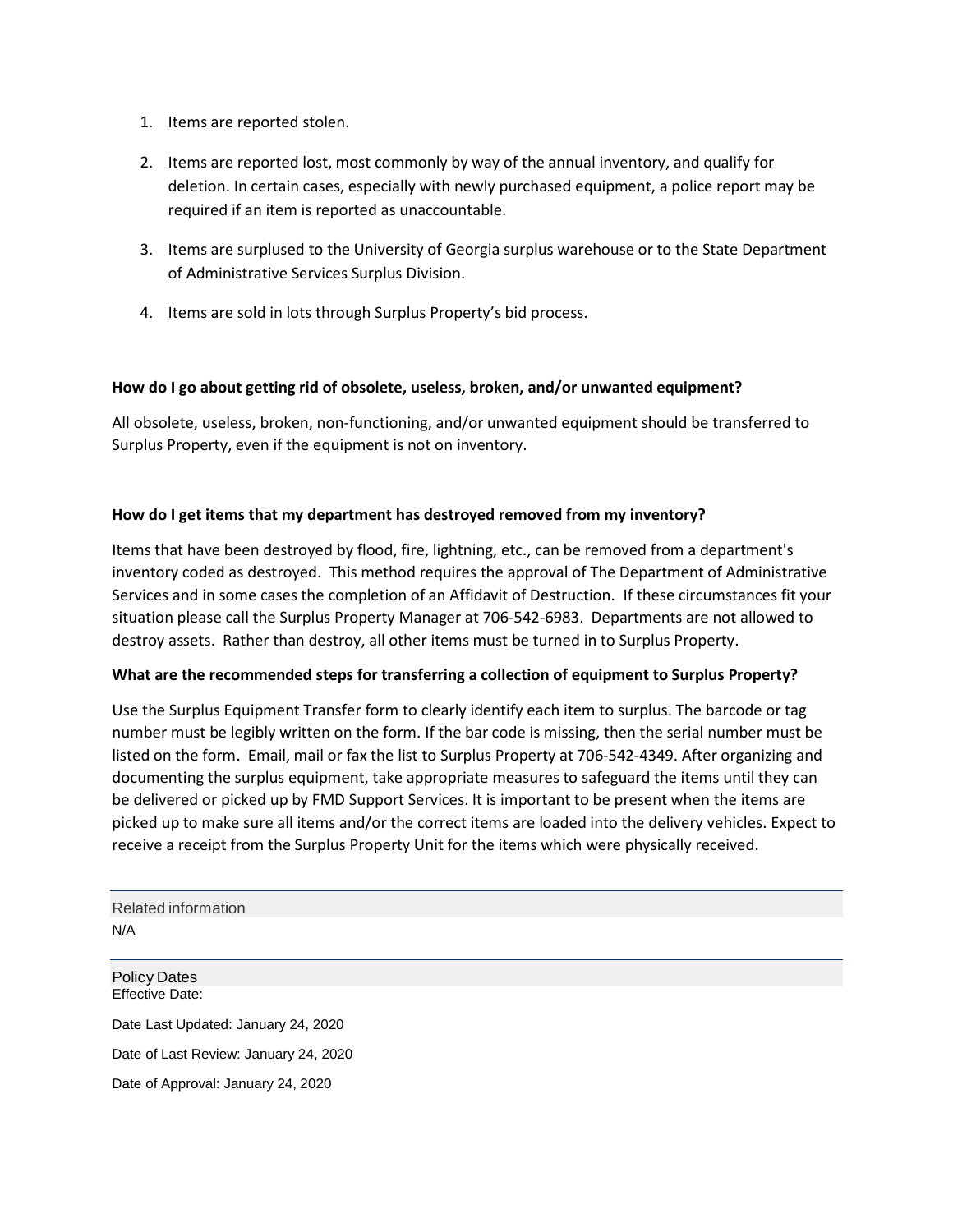1. Items are reported stolen.
2. Items are reported lost, most commonly by way of the annual inventory, and qualify for deletion. In certain cases, especially with newly purchased equipment, a police report may be required if an item is reported as unaccountable.
3. Items are surplused to the University of Georgia surplus warehouse or to the State Department of Administrative Services Surplus Division.
4. Items are sold in lots through Surplus Property's bid process.

**How do I go about getting rid of obsolete, useless, broken, and/or unwanted equipment?**

All obsolete, useless, broken, non-functioning, and/or unwanted equipment should be transferred to Surplus Property, even if the equipment is not on inventory.

**How do I get items that my department has destroyed removed from my inventory?**

Items that have been destroyed by flood, fire, lightning, etc., can be removed from a department's inventory coded as destroyed. This method requires the approval of The Department of Administrative Services and in some cases the completion of an Affidavit of Destruction. If these circumstances fit your situation please call the Surplus Property Manager at 706-542-6983. Departments are not allowed to destroy assets. Rather than destroy, all other items must be turned in to Surplus Property.

**What are the recommended steps for transferring a collection of equipment to Surplus Property?**

Use the Surplus Equipment Transfer form to clearly identify each item to surplus. The barcode or tag number must be legibly written on the form. If the bar code is missing, then the serial number must be listed on the form. Email, mail or fax the list to Surplus Property at 706-542-4349. After organizing and documenting the surplus equipment, take appropriate measures to safeguard the items until they can be delivered or picked up by FMD Support Services. It is important to be present when the items are picked up to make sure all items and/or the correct items are loaded into the delivery vehicles. Expect to receive a receipt from the Surplus Property Unit for the items which were physically received.

## Related information

N/A

## Policy Dates

Effective Date:

Date Last Updated: January 24, 2020

Date of Last Review: January 24, 2020

Date of Approval: January 24, 2020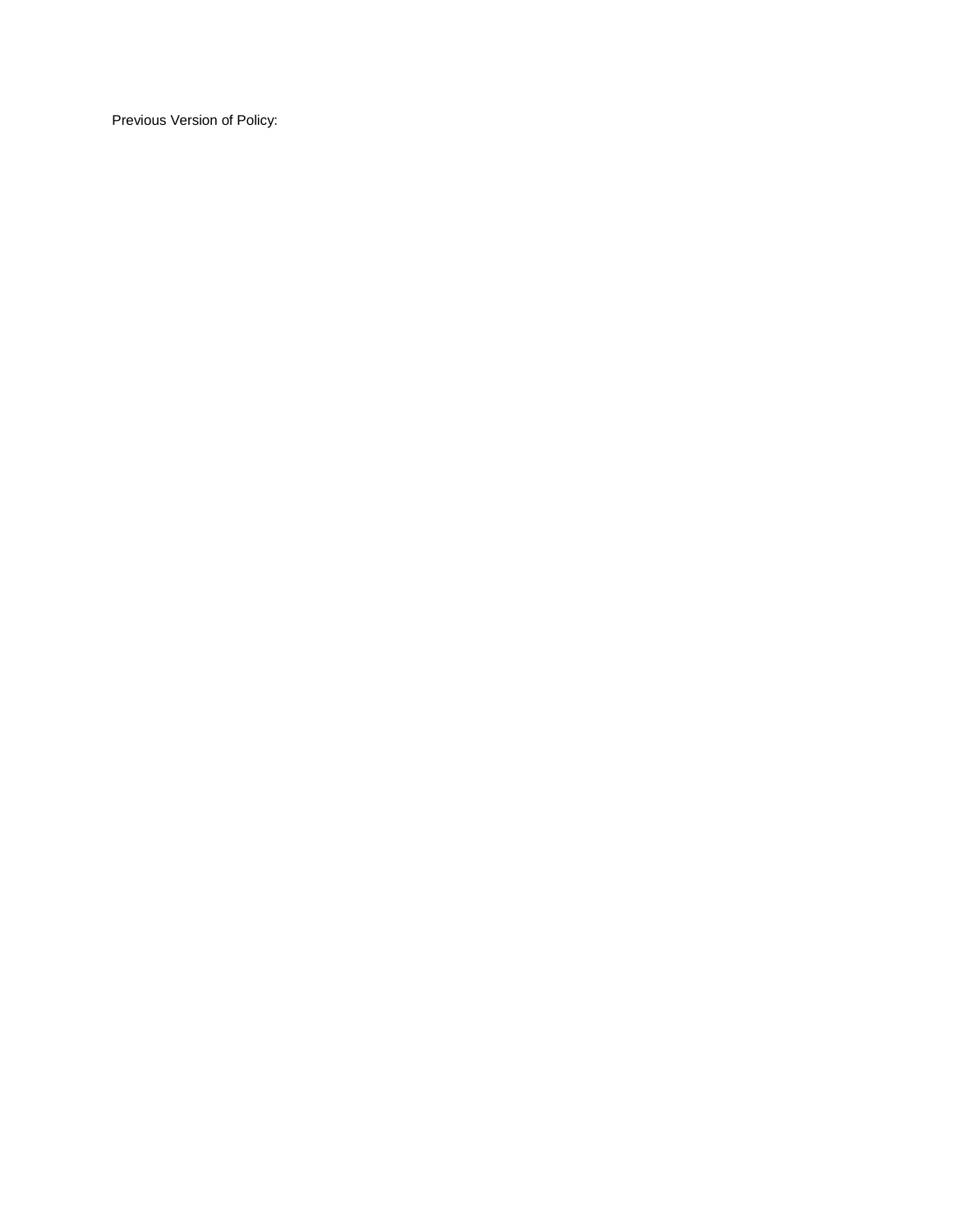Previous Version of Policy: